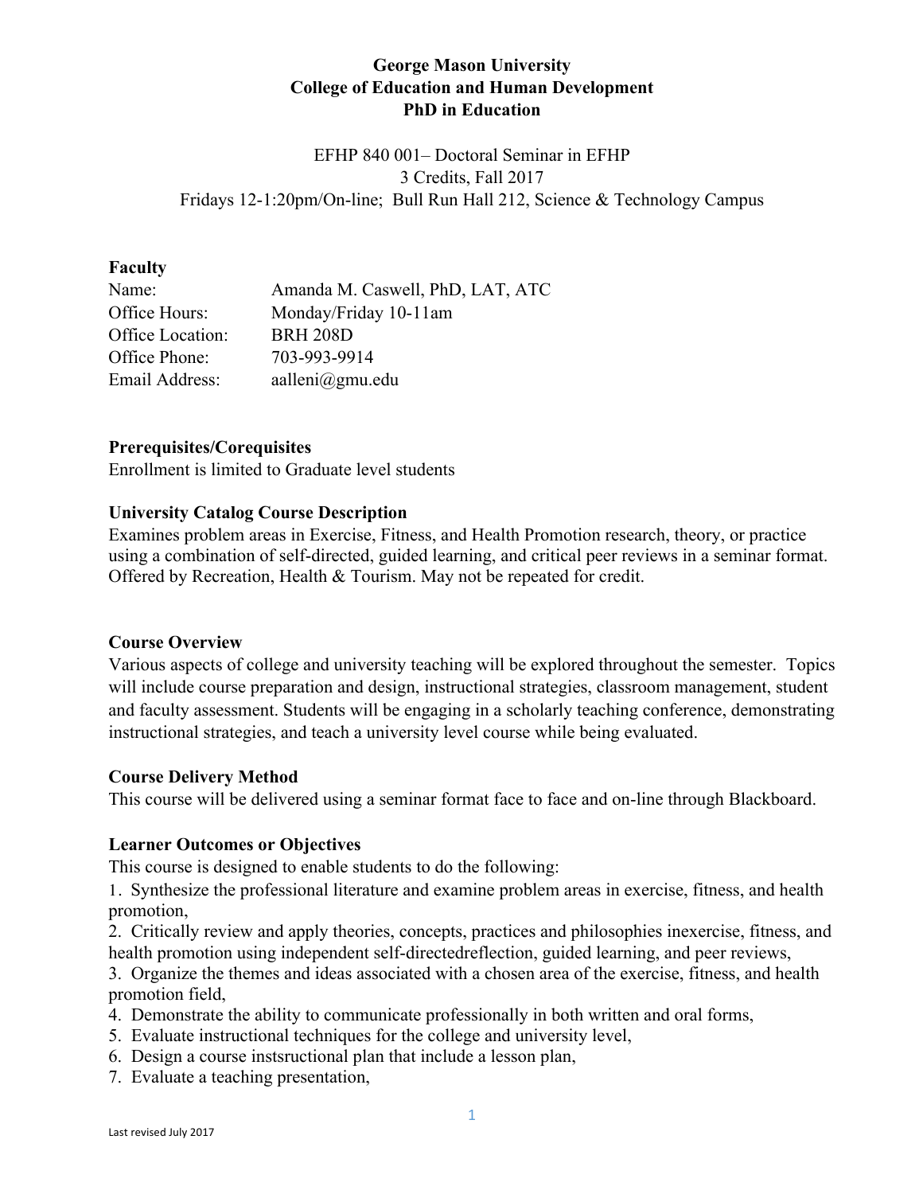**George Mason University**
**College of Education and Human Development**
**PhD in Education**

EFHP 840 001– Doctoral Seminar in EFHP
3 Credits, Fall 2017
Fridays 12-1:20pm/On-line; Bull Run Hall 212, Science & Technology Campus

**Faculty**

| | |
|---|---|
| Name: | Amanda M. Caswell, PhD, LAT, ATC |
| Office Hours: | Monday/Friday 10-11am |
| Office Location: | BRH 208D |
| Office Phone: | 703-993-9914 |
| Email Address: | aalleni@gmu.edu |

**Prerequisites/Corequisites**
Enrollment is limited to Graduate level students

**University Catalog Course Description**
Examines problem areas in Exercise, Fitness, and Health Promotion research, theory, or practice using a combination of self-directed, guided learning, and critical peer reviews in a seminar format. Offered by Recreation, Health & Tourism. May not be repeated for credit.

**Course Overview**
Various aspects of college and university teaching will be explored throughout the semester. Topics will include course preparation and design, instructional strategies, classroom management, student and faculty assessment. Students will be engaging in a scholarly teaching conference, demonstrating instructional strategies, and teach a university level course while being evaluated.

**Course Delivery Method**
This course will be delivered using a seminar format face to face and on-line through Blackboard.

**Learner Outcomes or Objectives**
This course is designed to enable students to do the following:

1. Synthesize the professional literature and examine problem areas in exercise, fitness, and health promotion,
2. Critically review and apply theories, concepts, practices and philosophies inexercise, fitness, and health promotion using independent self-directedreflection, guided learning, and peer reviews,
3. Organize the themes and ideas associated with a chosen area of the exercise, fitness, and health promotion field,
4. Demonstrate the ability to communicate professionally in both written and oral forms,
5. Evaluate instructional techniques for the college and university level,
6. Design a course instsructional plan that include a lesson plan,
7. Evaluate a teaching presentation,

Last revised July 2017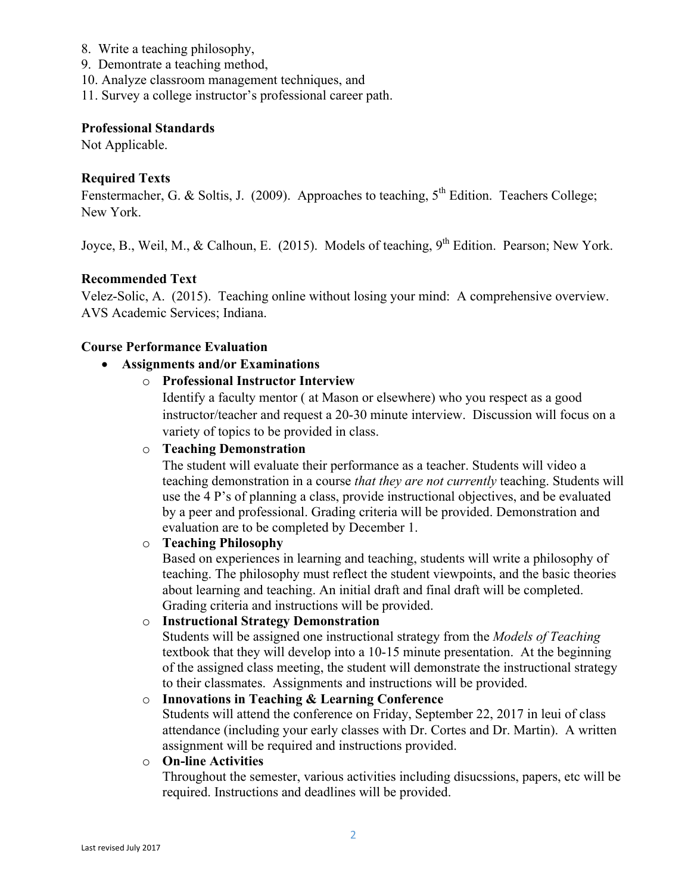8. Write a teaching philosophy,
9. Demontrate a teaching method,
10. Analyze classroom management techniques, and
11. Survey a college instructor's professional career path.

**Professional Standards**
Not Applicable.

**Required Texts**
Fenstermacher, G. & Soltis, J. (2009). Approaches to teaching, 5th Edition. Teachers College; New York.

Joyce, B., Weil, M., & Calhoun, E. (2015). Models of teaching, 9th Edition. Pearson; New York.

**Recommended Text**
Velez-Solic, A. (2015). Teaching online without losing your mind: A comprehensive overview. AVS Academic Services; Indiana.

**Course Performance Evaluation**

- **Assignments and/or Examinations**
  - **Professional Instructor Interview**
    Identify a faculty mentor ( at Mason or elsewhere) who you respect as a good instructor/teacher and request a 20-30 minute interview. Discussion will focus on a variety of topics to be provided in class.
  - **Teaching Demonstration**
    The student will evaluate their performance as a teacher. Students will video a teaching demonstration in a course *that they are not currently* teaching. Students will use the 4 P's of planning a class, provide instructional objectives, and be evaluated by a peer and professional. Grading criteria will be provided. Demonstration and evaluation are to be completed by December 1.
  - **Teaching Philosophy**
    Based on experiences in learning and teaching, students will write a philosophy of teaching. The philosophy must reflect the student viewpoints, and the basic theories about learning and teaching. An initial draft and final draft will be completed. Grading criteria and instructions will be provided.
  - **Instructional Strategy Demonstration**
    Students will be assigned one instructional strategy from the *Models of Teaching* textbook that they will develop into a 10-15 minute presentation. At the beginning of the assigned class meeting, the student will demonstrate the instructional strategy to their classmates. Assignments and instructions will be provided.
  - **Innovations in Teaching & Learning Conference**
    Students will attend the conference on Friday, September 22, 2017 in leui of class attendance (including your early classes with Dr. Cortes and Dr. Martin). A written assignment will be required and instructions provided.
  - **On-line Activities**
    Throughout the semester, various activities including disucssions, papers, etc will be required. Instructions and deadlines will be provided.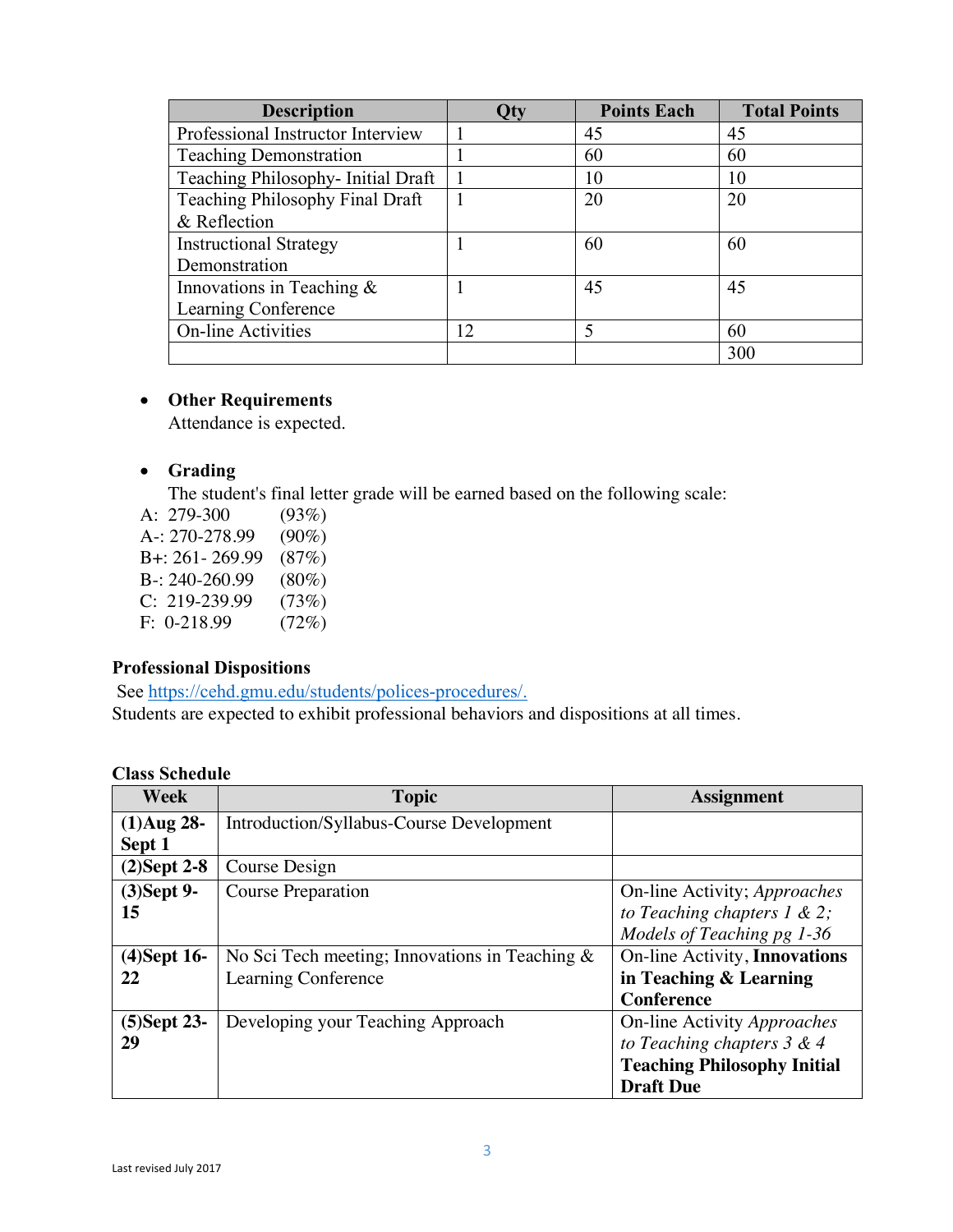| Description | Qty | Points Each | Total Points |
|---|---|---|---|
| Professional Instructor Interview | 1 | 45 | 45 |
| Teaching Demonstration | 1 | 60 | 60 |
| Teaching Philosophy- Initial Draft | 1 | 10 | 10 |
| Teaching Philosophy Final Draft & Reflection | 1 | 20 | 20 |
| Instructional Strategy Demonstration | 1 | 60 | 60 |
| Innovations in Teaching & Learning Conference | 1 | 45 | 45 |
| On-line Activities | 12 | 5 | 60 |
| | | | 300 |

- **Other Requirements**
  Attendance is expected.

- **Grading**
  The student's final letter grade will be earned based on the following scale:

A: 279-300 (93%)
A-: 270-278.99 (90%)
B+: 261- 269.99 (87%)
B-: 240-260.99 (80%)
C: 219-239.99 (73%)
F: 0-218.99 (72%)

**Professional Dispositions**

See https://cehd.gmu.edu/students/polices-procedures/.
Students are expected to exhibit professional behaviors and dispositions at all times.

**Class Schedule**

| Week | Topic | Assignment |
|---|---|---|
| **(1)Aug 28-Sept 1** | Introduction/Syllabus-Course Development | |
| **(2)Sept 2-8** | Course Design | |
| **(3)Sept 9-15** | Course Preparation | On-line Activity; *Approaches to Teaching chapters 1 & 2; Models of Teaching pg 1-36* |
| **(4)Sept 16-22** | No Sci Tech meeting; Innovations in Teaching & Learning Conference | On-line Activity, **Innovations in Teaching & Learning Conference** |
| **(5)Sept 23-29** | Developing your Teaching Approach | On-line Activity *Approaches to Teaching chapters 3 & 4* **Teaching Philosophy Initial Draft Due** |

Last revised July 2017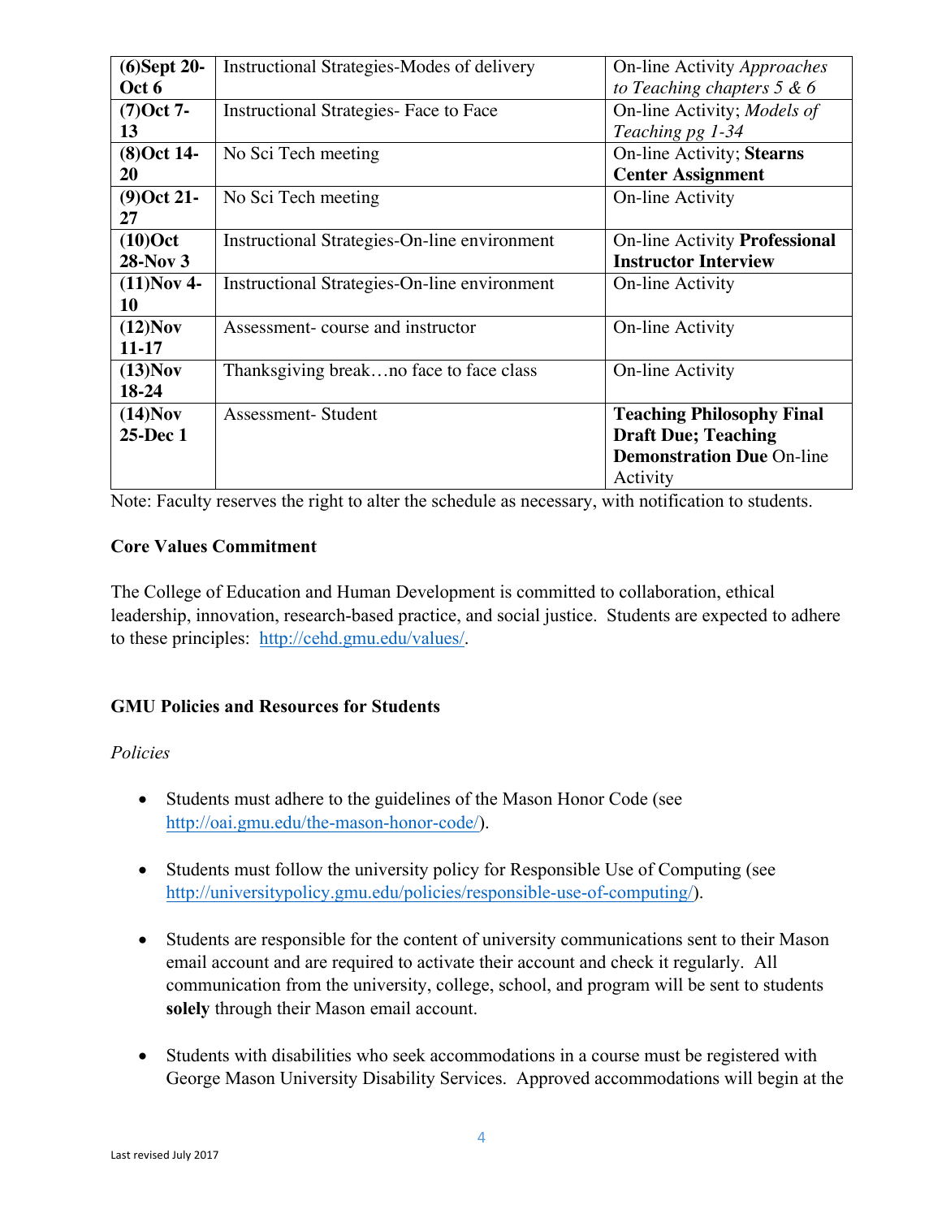| | | |
|---|---|---|
| **(6)Sept 20-Oct 6** | Instructional Strategies-Modes of delivery | On-line Activity *Approaches to Teaching chapters 5 & 6* |
| **(7)Oct 7-13** | Instructional Strategies- Face to Face | On-line Activity; *Models of Teaching pg 1-34* |
| **(8)Oct 14-20** | No Sci Tech meeting | On-line Activity; **Stearns Center Assignment** |
| **(9)Oct 21-27** | No Sci Tech meeting | On-line Activity |
| **(10)Oct 28-Nov 3** | Instructional Strategies-On-line environment | On-line Activity **Professional Instructor Interview** |
| **(11)Nov 4-10** | Instructional Strategies-On-line environment | On-line Activity |
| **(12)Nov 11-17** | Assessment- course and instructor | On-line Activity |
| **(13)Nov 18-24** | Thanksgiving break…no face to face class | On-line Activity |
| **(14)Nov 25-Dec 1** | Assessment- Student | **Teaching Philosophy Final Draft Due; Teaching Demonstration Due** On-line Activity |

Note: Faculty reserves the right to alter the schedule as necessary, with notification to students.

**Core Values Commitment**

The College of Education and Human Development is committed to collaboration, ethical leadership, innovation, research-based practice, and social justice. Students are expected to adhere to these principles: http://cehd.gmu.edu/values/.

**GMU Policies and Resources for Students**

*Policies*

- Students must adhere to the guidelines of the Mason Honor Code (see http://oai.gmu.edu/the-mason-honor-code/).

- Students must follow the university policy for Responsible Use of Computing (see http://universitypolicy.gmu.edu/policies/responsible-use-of-computing/).

- Students are responsible for the content of university communications sent to their Mason email account and are required to activate their account and check it regularly. All communication from the university, college, school, and program will be sent to students **solely** through their Mason email account.

- Students with disabilities who seek accommodations in a course must be registered with George Mason University Disability Services. Approved accommodations will begin at the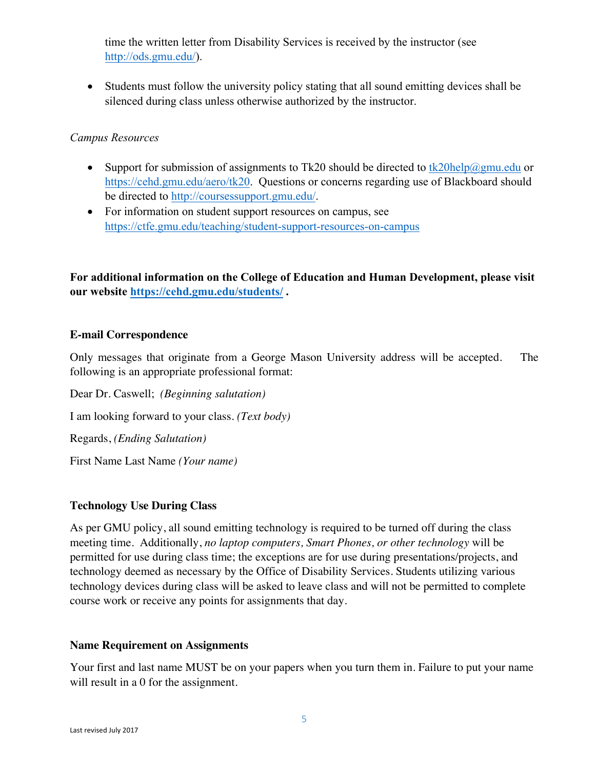time the written letter from Disability Services is received by the instructor (see http://ods.gmu.edu/).

- Students must follow the university policy stating that all sound emitting devices shall be silenced during class unless otherwise authorized by the instructor.

*Campus Resources*

- Support for submission of assignments to Tk20 should be directed to tk20help@gmu.edu or https://cehd.gmu.edu/aero/tk20. Questions or concerns regarding use of Blackboard should be directed to http://coursessupport.gmu.edu/.
- For information on student support resources on campus, see https://ctfe.gmu.edu/teaching/student-support-resources-on-campus

**For additional information on the College of Education and Human Development, please visit our website https://cehd.gmu.edu/students/ .**

**E-mail Correspondence**

Only messages that originate from a George Mason University address will be accepted. The following is an appropriate professional format:

Dear Dr. Caswell; *(Beginning salutation)*

I am looking forward to your class. *(Text body)*

Regards, *(Ending Salutation)*

First Name Last Name *(Your name)*

**Technology Use During Class**

As per GMU policy, all sound emitting technology is required to be turned off during the class meeting time. Additionally, *no laptop computers, Smart Phones, or other technology* will be permitted for use during class time; the exceptions are for use during presentations/projects, and technology deemed as necessary by the Office of Disability Services. Students utilizing various technology devices during class will be asked to leave class and will not be permitted to complete course work or receive any points for assignments that day.

**Name Requirement on Assignments**

Your first and last name MUST be on your papers when you turn them in. Failure to put your name will result in a 0 for the assignment.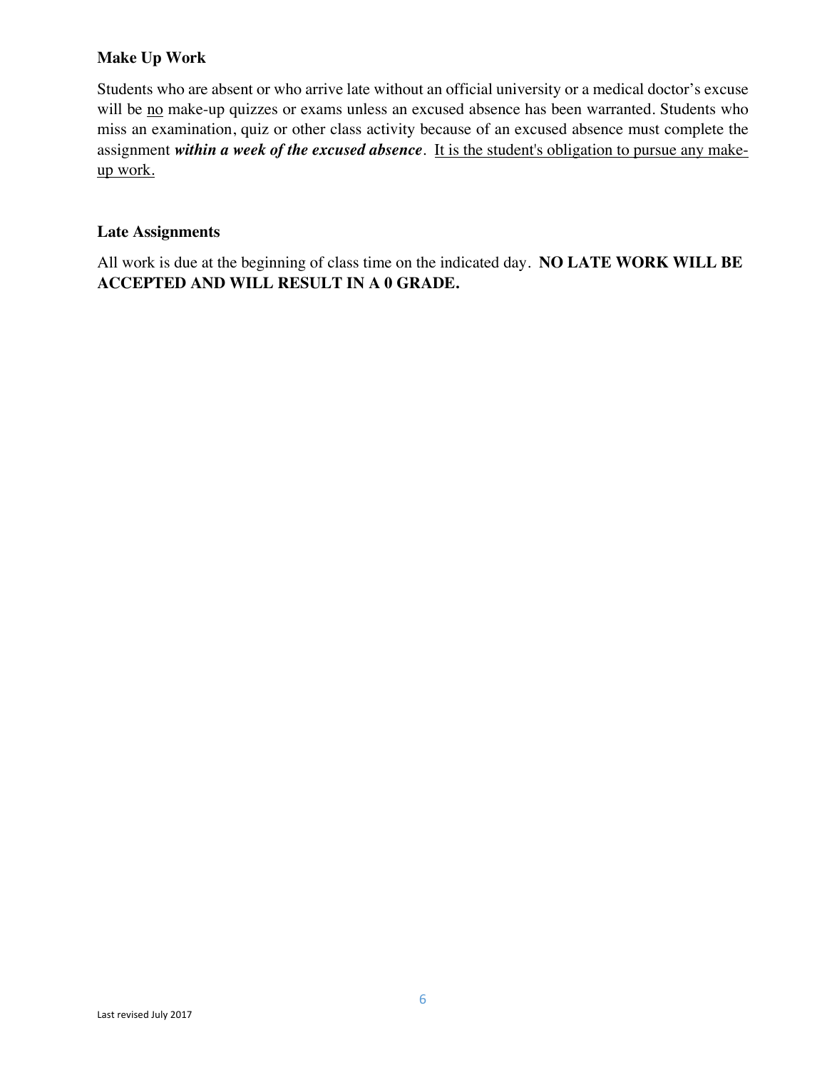### Make Up Work

Students who are absent or who arrive late without an official university or a medical doctor's excuse will be <u>no</u> make-up quizzes or exams unless an excused absence has been warranted. Students who miss an examination, quiz or other class activity because of an excused absence must complete the assignment ***within a week of the excused absence***. <u>It is the student's obligation to pursue any make-up work.</u>

### Late Assignments

All work is due at the beginning of class time on the indicated day. **NO LATE WORK WILL BE ACCEPTED AND WILL RESULT IN A 0 GRADE.**

Last revised July 2017